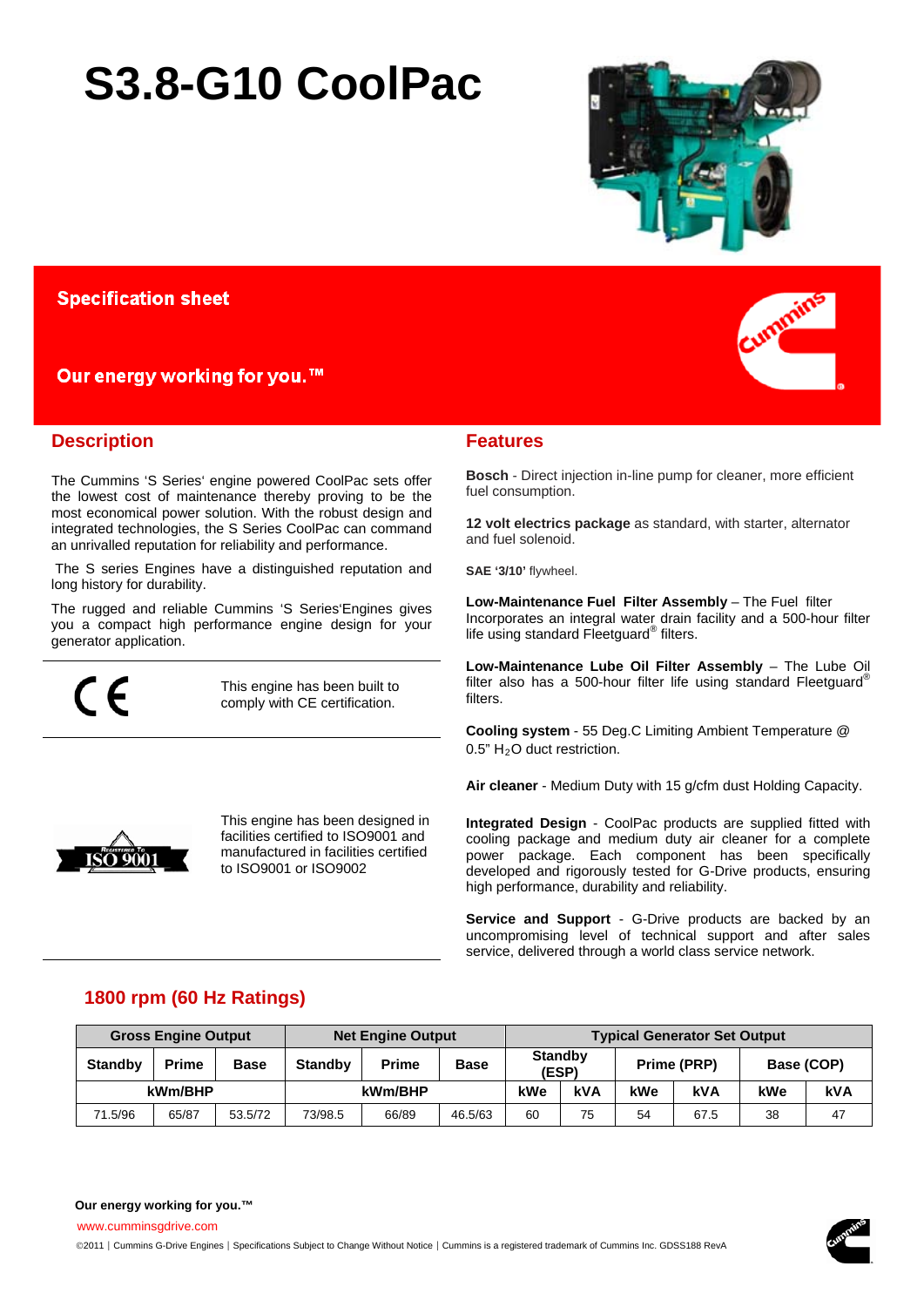# S3.8-G10 CoolPac

**Specification sheet**

**Our energy working for you.™**

## Description

The Cummins 'S Series' engine powered CoolPac sets offer the lowest cost of maintenance thereby proving to be the most economical power solution. With the robust design and integrated technologies, the S Series CoolPac can command an unrivalled reputation for reliability and performance.

The S series Engines have a distinguished reputation and long history for durability.

The rugged and reliable Cummins 'S Series'Engines gives you a compact high performance engine design for your generator application.

This engine has been built to comply with CE certification.

This engine has been designed in facilities certified to ISO9001 and manufactured in facilities certified to ISO9001 or ISO9002

## Features

**Bosch** - Direct injection in-line pump for cleaner, more efficient fuel consumption.

**12 volt electrics package** as standard, with starter, alternator and fuel solenoid.

**SAE '3/10'** flywheel.

**Low-Maintenance Fuel Filter Assembly** – The Fuel filter Incorporates an integral water drain facility and a 500-hour filter life using standard Fleetguard® filters.

**Low-Maintenance Lube Oil Filter Assembly** – The Lube Oil filter also has a 500-hour filter life using standard Fleetguard® filters.

**Cooling system** - 55 Deg.C Limiting Ambient Temperature @ 0.5" $H_2O$ duct restriction.

**Air cleaner** - Medium Duty with 15 g/cfm dust Holding Capacity.

**Integrated Design** - CoolPac products are supplied fitted with cooling package and medium duty air cleaner for a complete power package. Each component has been specifically developed and rigorously tested for G-Drive products, ensuring high performance, durability and reliability.

**Service and Support** - G-Drive products are backed by an uncompromising level of technical support and after sales service, delivered through a world class service network.

## 1800 rpm (60 Hz Ratings)

| Gross Engine Output | | | Net Engine Output | | | Typical Generator Set Output | | | | | |
|---|---|---|---|---|---|---|---|---|---|---|---|
| Standby | Prime | Base | Standby | Prime | Base | Standby (ESP) | | Prime (PRP) | | Base (COP) | |
| kWm/BHP | | | kWm/BHP | | | kWe | kVA | kWe | kVA | kWe | kVA |
| 71.5/96 | 65/87 | 53.5/72 | 73/98.5 | 66/89 | 46.5/63 | 60 | 75 | 54 | 67.5 | 38 | 47 |

**Our energy working for you.™**

www.cumminsgdrive.com

©2011 | Cummins G-Drive Engines | Specifications Subject to Change Without Notice | Cummins is a registered trademark of Cummins Inc. GDSS188 RevA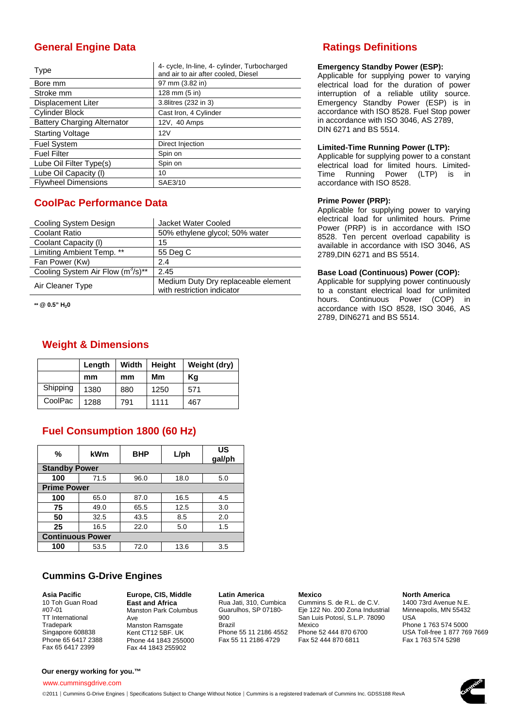## General Engine Data

| | |
|---|---|
| Type | 4- cycle, In-line, 4- cylinder, Turbocharged and air to air after cooled, Diesel |
| Bore mm | 97 mm (3.82 in) |
| Stroke mm | 128 mm (5 in) |
| Displacement Liter | 3.8litres (232 in 3) |
| Cylinder Block | Cast Iron, 4 Cylinder |
| Battery Charging Alternator | 12V, 40 Amps |
| Starting Voltage | 12V |
| Fuel System | Direct Injection |
| Fuel Filter | Spin on |
| Lube Oil Filter Type(s) | Spin on |
| Lube Oil Capacity (l) | 10 |
| Flywheel Dimensions | SAE3/10 |

## CoolPac Performance Data

| | |
|---|---|
| Cooling System Design | Jacket Water Cooled |
| Coolant Ratio | 50% ethylene glycol; 50% water |
| Coolant Capacity (l) | 15 |
| Limiting Ambient Temp. ** | 55 Deg C |
| Fan Power (Kw) | 2.4 |
| Cooling System Air Flow ($m^3$/s)** | 2.45 |
| Air Cleaner Type | Medium Duty Dry replaceable element with restriction indicator |

** @ 0.5" $H_2O$

## Weight & Dimensions

| | Length | Width | Height | Weight (dry) |
|---|---|---|---|---|
| | mm | mm | Mm | Kg |
| Shipping | 1380 | 880 | 1250 | 571 |
| CoolPac | 1288 | 791 | 1111 | 467 |

## Fuel Consumption 1800 (60 Hz)

| % | kWm | BHP | L/ph | US gal/ph |
|---|---|---|---|---|
| **Standby Power** | | | | |
| 100 | 71.5 | 96.0 | 18.0 | 5.0 |
| **Prime Power** | | | | |
| 100 | 65.0 | 87.0 | 16.5 | 4.5 |
| 75 | 49.0 | 65.5 | 12.5 | 3.0 |
| 50 | 32.5 | 43.5 | 8.5 | 2.0 |
| 25 | 16.5 | 22.0 | 5.0 | 1.5 |
| **Continuous Power** | | | | |
| 100 | 53.5 | 72.0 | 13.6 | 3.5 |

## Ratings Definitions

**Emergency Standby Power (ESP):**
Applicable for supplying power to varying electrical load for the duration of power interruption of a reliable utility source. Emergency Standby Power (ESP) is in accordance with ISO 8528. Fuel Stop power in accordance with ISO 3046, AS 2789, DIN 6271 and BS 5514.

**Limited-Time Running Power (LTP):**
Applicable for supplying power to a constant electrical load for limited hours. Limited-Time Running Power (LTP) is in accordance with ISO 8528.

**Prime Power (PRP):**
Applicable for supplying power to varying electrical load for unlimited hours. Prime Power (PRP) is in accordance with ISO 8528. Ten percent overload capability is available in accordance with ISO 3046, AS 2789,DIN 6271 and BS 5514.

**Base Load (Continuous) Power (COP):**
Applicable for supplying power continuously to a constant electrical load for unlimited hours. Continuous Power (COP) in accordance with ISO 8528, ISO 3046, AS 2789, DIN6271 and BS 5514.

## Cummins G-Drive Engines

**Asia Pacific**
10 Toh Guan Road
#07-01
TT International
Tradepark
Singapore 608838
Phone 65 6417 2388
Fax 65 6417 2399

**Europe, CIS, Middle East and Africa**
Manston Park Columbus Ave
Manston Ramsgate
Kent CT12 5BF. UK
Phone 44 1843 255000
Fax 44 1843 255902

**Latin America**
Rua Jati, 310, Cumbica
Guarulhos, SP 07180-900
Brazil
Phone 55 11 2186 4552
Fax 55 11 2186 4729

**Mexico**
Cummins S. de R.L. de C.V.
Eje 122 No. 200 Zona Industrial
San Luis Potosí, S.L.P. 78090
Mexico
Phone 52 444 870 6700
Fax 52 444 870 6811

**North America**
1400 73rd Avenue N.E.
Minneapolis, MN 55432
USA
Phone 1 763 574 5000
USA Toll-free 1 877 769 7669
Fax 1 763 574 5298

**Our energy working for you.™**

www.cumminsgdrive.com

©2011 | Cummins G-Drive Engines | Specifications Subject to Change Without Notice | Cummins is a registered trademark of Cummins Inc. GDSS188 RevA